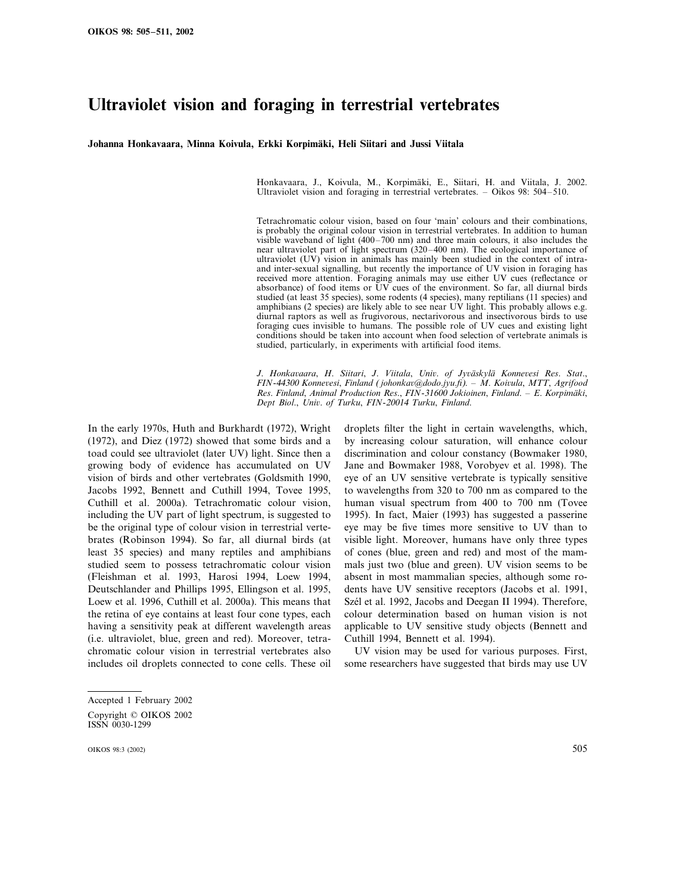# Ultraviolet vision and foraging in terrestrial vertebrates

**Johanna Honkavaara, Minna Koivula, Erkki Korpimäki, Heli Siitari and Jussi Viitala**

Honkavaara, J., Koivula, M., Korpimäki, E., Siitari, H. and Viitala, J. 2002. Ultraviolet vision and foraging in terrestrial vertebrates. – Oikos 98: 504–510.

Tetrachromatic colour vision, based on four 'main' colours and their combinations, is probably the original colour vision in terrestrial vertebrates. In addition to human visible waveband of light (400–700 nm) and three main colours, it also includes the near ultraviolet part of light spectrum (320–400 nm). The ecological importance of ultraviolet (UV) vision in animals has mainly been studied in the context of intra- and inter-sexual signalling, but recently the importance of UV vision in foraging has received more attention. Foraging animals may use either UV cues (reflectance or absorbance) of food items or UV cues of the environment. So far, all diurnal birds studied (at least 35 species), some rodents (4 species), many reptilians (11 species) and amphibians (2 species) are likely able to see near UV light. This probably allows e.g. diurnal raptors as well as frugivorous, nectarivorous and insectivorous birds to use foraging cues invisible to humans. The possible role of UV cues and existing light conditions should be taken into account when food selection of vertebrate animals is studied, particularly, in experiments with artificial food items.

*J. Honkavaara, H. Siitari, J. Viitala, Univ. of Jyväskylä Konnevesi Res. Stat., FIN-44300 Konnevesi, Finland (johonkav@dodo.jyu.fi). – M. Koivula, MTT, Agrifood Res. Finland, Animal Production Res., FIN-31600 Jokioinen, Finland. – E. Korpimäki, Dept Biol., Univ. of Turku, FIN-20014 Turku, Finland.*

In the early 1970s, Huth and Burkhardt (1972), Wright (1972), and Diez (1972) showed that some birds and a toad could see ultraviolet (later UV) light. Since then a growing body of evidence has accumulated on UV vision of birds and other vertebrates (Goldsmith 1990, Jacobs 1992, Bennett and Cuthill 1994, Tovee 1995, Cuthill et al. 2000a). Tetrachromatic colour vision, including the UV part of light spectrum, is suggested to be the original type of colour vision in terrestrial vertebrates (Robinson 1994). So far, all diurnal birds (at least 35 species) and many reptiles and amphibians studied seem to possess tetrachromatic colour vision (Fleishman et al. 1993, Harosi 1994, Loew 1994, Deutschlander and Phillips 1995, Ellingson et al. 1995, Loew et al. 1996, Cuthill et al. 2000a). This means that the retina of eye contains at least four cone types, each having a sensitivity peak at different wavelength areas (i.e. ultraviolet, blue, green and red). Moreover, tetrachromatic colour vision in terrestrial vertebrates also includes oil droplets connected to cone cells. These oil droplets filter the light in certain wavelengths, which, by increasing colour saturation, will enhance colour discrimination and colour constancy (Bowmaker 1980, Jane and Bowmaker 1988, Vorobyev et al. 1998). The eye of an UV sensitive vertebrate is typically sensitive to wavelengths from 320 to 700 nm as compared to the human visual spectrum from 400 to 700 nm (Tovee 1995). In fact, Maier (1993) has suggested a passerine eye may be five times more sensitive to UV than to visible light. Moreover, humans have only three types of cones (blue, green and red) and most of the mammals just two (blue and green). UV vision seems to be absent in most mammalian species, although some rodents have UV sensitive receptors (Jacobs et al. 1991, Szél et al. 1992, Jacobs and Deegan II 1994). Therefore, colour determination based on human vision is not applicable to UV sensitive study objects (Bennett and Cuthill 1994, Bennett et al. 1994).

UV vision may be used for various purposes. First, some researchers have suggested that birds may use UV

Accepted 1 February 2002

Copyright © OIKOS 2002
ISSN 0030-1299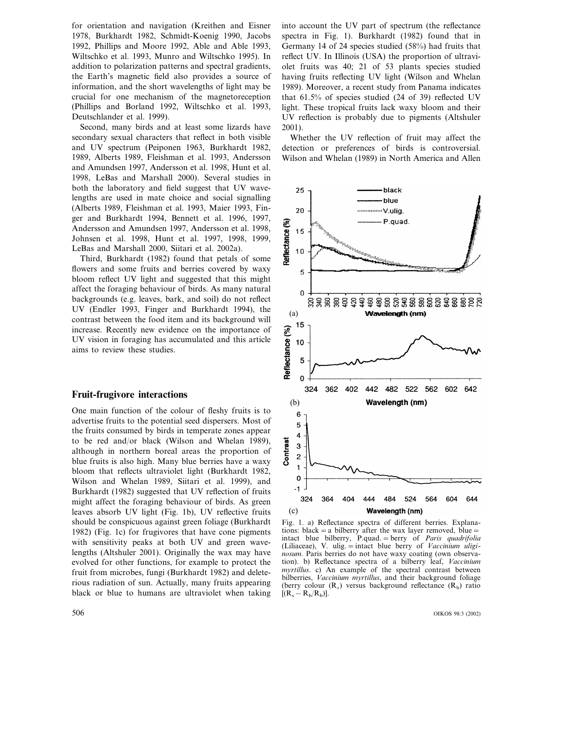for orientation and navigation (Kreithen and Eisner 1978, Burkhardt 1982, Schmidt-Koenig 1990, Jacobs 1992, Phillips and Moore 1992, Able and Able 1993, Wiltschko et al. 1993, Munro and Wiltschko 1995). In addition to polarization patterns and spectral gradients, the Earth's magnetic field also provides a source of information, and the short wavelengths of light may be crucial for one mechanism of the magnetoreception (Phillips and Borland 1992, Wiltschko et al. 1993, Deutschlander et al. 1999).

Second, many birds and at least some lizards have secondary sexual characters that reflect in both visible and UV spectrum (Peiponen 1963, Burkhardt 1982, 1989, Alberts 1989, Fleishman et al. 1993, Andersson and Amundsen 1997, Andersson et al. 1998, Hunt et al. 1998, LeBas and Marshall 2000). Several studies in both the laboratory and field suggest that UV wavelengths are used in mate choice and social signalling (Alberts 1989, Fleishman et al. 1993, Maier 1993, Finger and Burkhardt 1994, Bennett et al. 1996, 1997, Andersson and Amundsen 1997, Andersson et al. 1998, Johnsen et al. 1998, Hunt et al. 1997, 1998, 1999, LeBas and Marshall 2000, Siitari et al. 2002a).

Third, Burkhardt (1982) found that petals of some flowers and some fruits and berries covered by waxy bloom reflect UV light and suggested that this might affect the foraging behaviour of birds. As many natural backgrounds (e.g. leaves, bark, and soil) do not reflect UV (Endler 1993, Finger and Burkhardt 1994), the contrast between the food item and its background will increase. Recently new evidence on the importance of UV vision in foraging has accumulated and this article aims to review these studies.

## Fruit-frugivore interactions

One main function of the colour of fleshy fruits is to advertise fruits to the potential seed dispersers. Most of the fruits consumed by birds in temperate zones appear to be red and/or black (Wilson and Whelan 1989), although in northern boreal areas the proportion of blue fruits is also high. Many blue berries have a waxy bloom that reflects ultraviolet light (Burkhardt 1982, Wilson and Whelan 1989, Siitari et al. 1999), and Burkhardt (1982) suggested that UV reflection of fruits might affect the foraging behaviour of birds. As green leaves absorb UV light (Fig. 1b), UV reflective fruits should be conspicuous against green foliage (Burkhardt 1982) (Fig. 1c) for frugivores that have cone pigments with sensitivity peaks at both UV and green wavelengths (Altshuler 2001). Originally the wax may have evolved for other functions, for example to protect the fruit from microbes, fungi (Burkhardt 1982) and deleterious radiation of sun. Actually, many fruits appearing black or blue to humans are ultraviolet when taking into account the UV part of spectrum (the reflectance spectra in Fig. 1). Burkhardt (1982) found that in Germany 14 of 24 species studied (58%) had fruits that reflect UV. In Illinois (USA) the proportion of ultraviolet fruits was 40; 21 of 53 plants species studied having fruits reflecting UV light (Wilson and Whelan 1989). Moreover, a recent study from Panama indicates that 61.5% of species studied (24 of 39) reflected UV light. These tropical fruits lack waxy bloom and their UV reflection is probably due to pigments (Altshuler 2001).

Whether the UV reflection of fruit may affect the detection or preferences of birds is controversial. Wilson and Whelan (1989) in North America and Allen

Fig. 1. a) Reflectance spectra of different berries. Explanations: black = a bilberry after the wax layer removed, blue = intact blue bilberry, P.quad. = berry of *Paris quadrifolia* (Liliaceae), V. ulig. = intact blue berry of *Vaccinium uliginosum*. Paris berries do not have waxy coating (own observation). b) Reflectance spectra of a bilberry leaf, *Vaccinium myrtillus*. c) An example of the spectral contrast between bilberries, *Vaccinium myrtillus*, and their background foliage (berry colour ($R_s$) versus background reflectance ($R_b$) ratio $[(R_s - R_b/R_b)]$.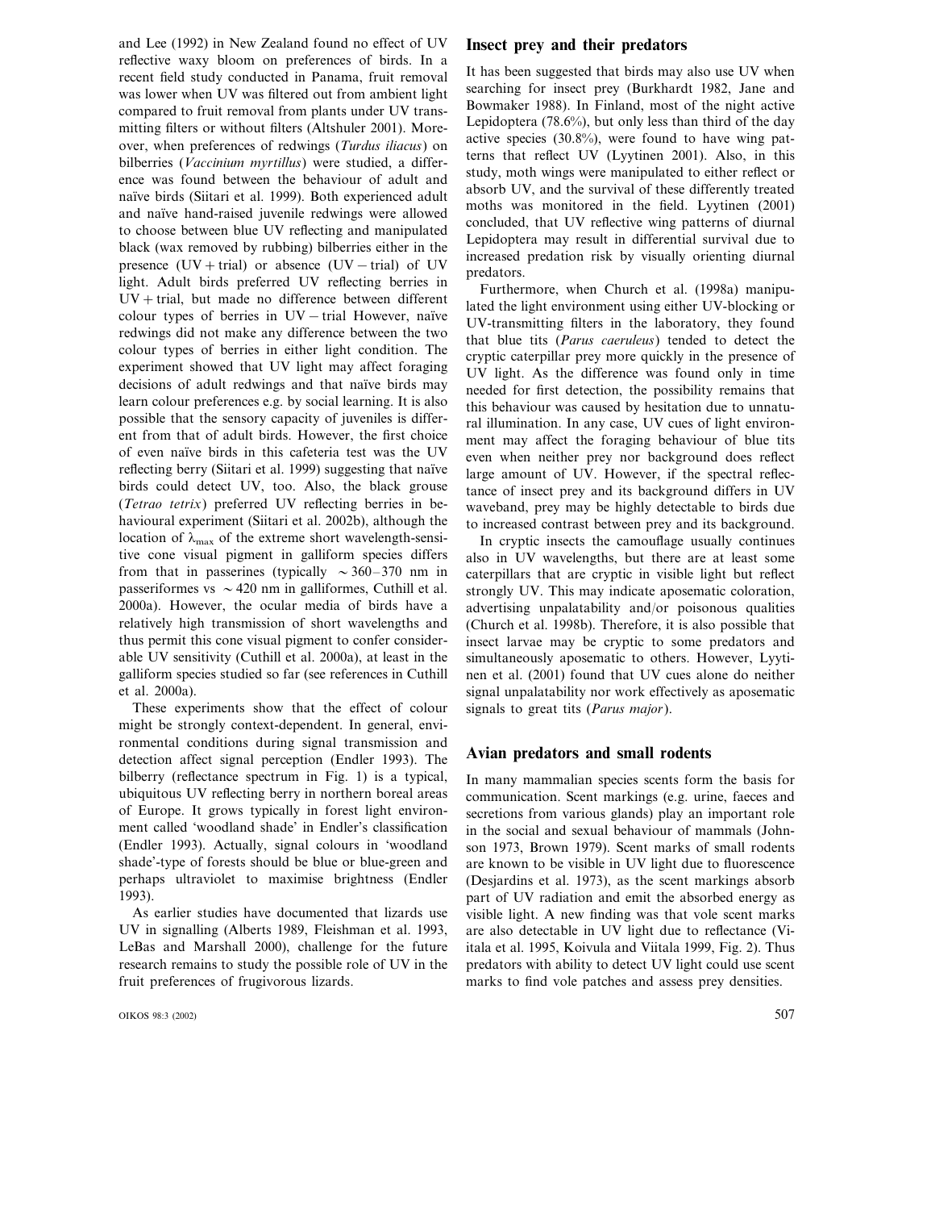and Lee (1992) in New Zealand found no effect of UV reflective waxy bloom on preferences of birds. In a recent field study conducted in Panama, fruit removal was lower when UV was filtered out from ambient light compared to fruit removal from plants under UV transmitting filters or without filters (Altshuler 2001). Moreover, when preferences of redwings (*Turdus iliacus*) on bilberries (*Vaccinium myrtillus*) were studied, a difference was found between the behaviour of adult and naïve birds (Siitari et al. 1999). Both experienced adult and naïve hand-raised juvenile redwings were allowed to choose between blue UV reflecting and manipulated black (wax removed by rubbing) bilberries either in the presence (UV + trial) or absence (UV − trial) of UV light. Adult birds preferred UV reflecting berries in UV + trial, but made no difference between different colour types of berries in UV − trial However, naïve redwings did not make any difference between the two colour types of berries in either light condition. The experiment showed that UV light may affect foraging decisions of adult redwings and that naïve birds may learn colour preferences e.g. by social learning. It is also possible that the sensory capacity of juveniles is different from that of adult birds. However, the first choice of even naïve birds in this cafeteria test was the UV reflecting berry (Siitari et al. 1999) suggesting that naïve birds could detect UV, too. Also, the black grouse (*Tetrao tetrix*) preferred UV reflecting berries in behavioural experiment (Siitari et al. 2002b), although the location of $\lambda_{max}$ of the extreme short wavelength-sensitive cone visual pigment in galliform species differs from that in passerines (typically ~360–370 nm in passeriformes vs ~420 nm in galliformes, Cuthill et al. 2000a). However, the ocular media of birds have a relatively high transmission of short wavelengths and thus permit this cone visual pigment to confer considerable UV sensitivity (Cuthill et al. 2000a), at least in the galliform species studied so far (see references in Cuthill et al. 2000a).

These experiments show that the effect of colour might be strongly context-dependent. In general, environmental conditions during signal transmission and detection affect signal perception (Endler 1993). The bilberry (reflectance spectrum in Fig. 1) is a typical, ubiquitous UV reflecting berry in northern boreal areas of Europe. It grows typically in forest light environment called 'woodland shade' in Endler's classification (Endler 1993). Actually, signal colours in 'woodland shade'-type of forests should be blue or blue-green and perhaps ultraviolet to maximise brightness (Endler 1993).

As earlier studies have documented that lizards use UV in signalling (Alberts 1989, Fleishman et al. 1993, LeBas and Marshall 2000), challenge for the future research remains to study the possible role of UV in the fruit preferences of frugivorous lizards.

## Insect prey and their predators

It has been suggested that birds may also use UV when searching for insect prey (Burkhardt 1982, Jane and Bowmaker 1988). In Finland, most of the night active Lepidoptera (78.6%), but only less than third of the day active species (30.8%), were found to have wing patterns that reflect UV (Lyytinen 2001). Also, in this study, moth wings were manipulated to either reflect or absorb UV, and the survival of these differently treated moths was monitored in the field. Lyytinen (2001) concluded, that UV reflective wing patterns of diurnal Lepidoptera may result in differential survival due to increased predation risk by visually orienting diurnal predators.

Furthermore, when Church et al. (1998a) manipulated the light environment using either UV-blocking or UV-transmitting filters in the laboratory, they found that blue tits (*Parus caeruleus*) tended to detect the cryptic caterpillar prey more quickly in the presence of UV light. As the difference was found only in time needed for first detection, the possibility remains that this behaviour was caused by hesitation due to unnatural illumination. In any case, UV cues of light environment may affect the foraging behaviour of blue tits even when neither prey nor background does reflect large amount of UV. However, if the spectral reflectance of insect prey and its background differs in UV waveband, prey may be highly detectable to birds due to increased contrast between prey and its background.

In cryptic insects the camouflage usually continues also in UV wavelengths, but there are at least some caterpillars that are cryptic in visible light but reflect strongly UV. This may indicate aposematic coloration, advertising unpalatability and/or poisonous qualities (Church et al. 1998b). Therefore, it is also possible that insect larvae may be cryptic to some predators and simultaneously aposematic to others. However, Lyytinen et al. (2001) found that UV cues alone do neither signal unpalatability nor work effectively as aposematic signals to great tits (*Parus major*).

## Avian predators and small rodents

In many mammalian species scents form the basis for communication. Scent markings (e.g. urine, faeces and secretions from various glands) play an important role in the social and sexual behaviour of mammals (Johnson 1973, Brown 1979). Scent marks of small rodents are known to be visible in UV light due to fluorescence (Desjardins et al. 1973), as the scent markings absorb part of UV radiation and emit the absorbed energy as visible light. A new finding was that vole scent marks are also detectable in UV light due to reflectance (Viitala et al. 1995, Koivula and Viitala 1999, Fig. 2). Thus predators with ability to detect UV light could use scent marks to find vole patches and assess prey densities.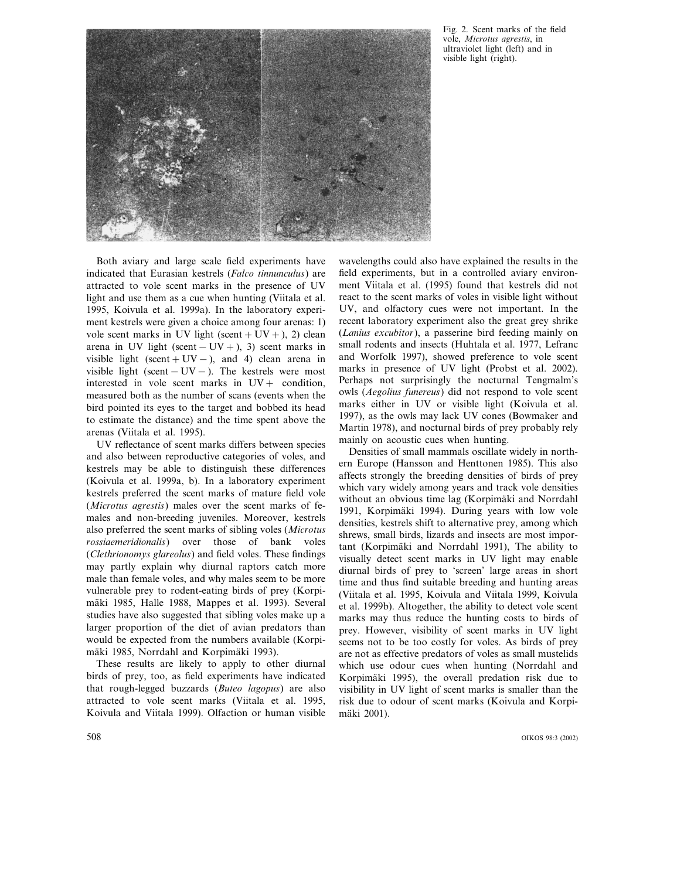Fig. 2. Scent marks of the field vole, *Microtus agrestis*, in ultraviolet light (left) and in visible light (right).

Both aviary and large scale field experiments have indicated that Eurasian kestrels (*Falco tinnunculus*) are attracted to vole scent marks in the presence of UV light and use them as a cue when hunting (Viitala et al. 1995, Koivula et al. 1999a). In the laboratory experiment kestrels were given a choice among four arenas: 1) vole scent marks in UV light (scent + UV + ), 2) clean arena in UV light (scent − UV + ), 3) scent marks in visible light (scent + UV − ), and 4) clean arena in visible light (scent − UV − ). The kestrels were most interested in vole scent marks in UV + condition, measured both as the number of scans (events when the bird pointed its eyes to the target and bobbed its head to estimate the distance) and the time spent above the arenas (Viitala et al. 1995).

UV reflectance of scent marks differs between species and also between reproductive categories of voles, and kestrels may be able to distinguish these differences (Koivula et al. 1999a, b). In a laboratory experiment kestrels preferred the scent marks of mature field vole (*Microtus agrestis*) males over the scent marks of females and non-breeding juveniles. Moreover, kestrels also preferred the scent marks of sibling voles (*Microtus rossiaemeridionalis*) over those of bank voles (*Clethrionomys glareolus*) and field voles. These findings may partly explain why diurnal raptors catch more male than female voles, and why males seem to be more vulnerable prey to rodent-eating birds of prey (Korpimäki 1985, Halle 1988, Mappes et al. 1993). Several studies have also suggested that sibling voles make up a larger proportion of the diet of avian predators than would be expected from the numbers available (Korpimäki 1985, Norrdahl and Korpimäki 1993).

These results are likely to apply to other diurnal birds of prey, too, as field experiments have indicated that rough-legged buzzards (*Buteo lagopus*) are also attracted to vole scent marks (Viitala et al. 1995, Koivula and Viitala 1999). Olfaction or human visible wavelengths could also have explained the results in the field experiments, but in a controlled aviary environment Viitala et al. (1995) found that kestrels did not react to the scent marks of voles in visible light without UV, and olfactory cues were not important. In the recent laboratory experiment also the great grey shrike (*Lanius excubitor*), a passerine bird feeding mainly on small rodents and insects (Huhtala et al. 1977, Lefranc and Worfolk 1997), showed preference to vole scent marks in presence of UV light (Probst et al. 2002). Perhaps not surprisingly the nocturnal Tengmalm's owls (*Aegolius funereus*) did not respond to vole scent marks either in UV or visible light (Koivula et al. 1997), as the owls may lack UV cones (Bowmaker and Martin 1978), and nocturnal birds of prey probably rely mainly on acoustic cues when hunting.

Densities of small mammals oscillate widely in northern Europe (Hansson and Henttonen 1985). This also affects strongly the breeding densities of birds of prey which vary widely among years and track vole densities without an obvious time lag (Korpimäki and Norrdahl 1991, Korpimäki 1994). During years with low vole densities, kestrels shift to alternative prey, among which shrews, small birds, lizards and insects are most important (Korpimäki and Norrdahl 1991), The ability to visually detect scent marks in UV light may enable diurnal birds of prey to 'screen' large areas in short time and thus find suitable breeding and hunting areas (Viitala et al. 1995, Koivula and Viitala 1999, Koivula et al. 1999b). Altogether, the ability to detect vole scent marks may thus reduce the hunting costs to birds of prey. However, visibility of scent marks in UV light seems not to be too costly for voles. As birds of prey are not as effective predators of voles as small mustelids which use odour cues when hunting (Norrdahl and Korpimäki 1995), the overall predation risk due to visibility in UV light of scent marks is smaller than the risk due to odour of scent marks (Koivula and Korpimäki 2001).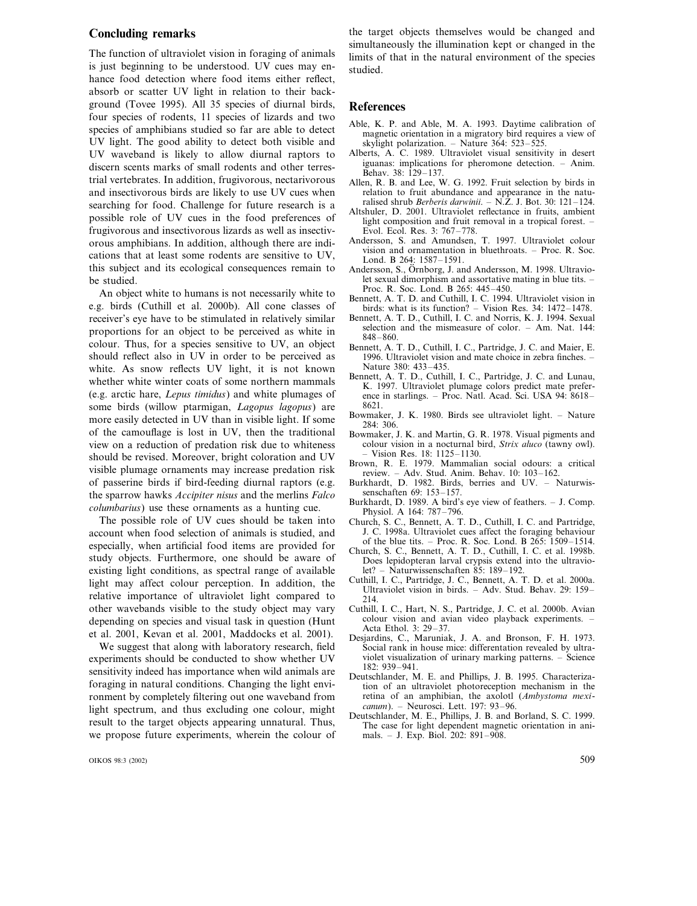## Concluding remarks

The function of ultraviolet vision in foraging of animals is just beginning to be understood. UV cues may enhance food detection where food items either reflect, absorb or scatter UV light in relation to their background (Tovee 1995). All 35 species of diurnal birds, four species of rodents, 11 species of lizards and two species of amphibians studied so far are able to detect UV light. The good ability to detect both visible and UV waveband is likely to allow diurnal raptors to discern scents marks of small rodents and other terrestrial vertebrates. In addition, frugivorous, nectarivorous and insectivorous birds are likely to use UV cues when searching for food. Challenge for future research is a possible role of UV cues in the food preferences of frugivorous and insectivorous lizards as well as insectivorous amphibians. In addition, although there are indications that at least some rodents are sensitive to UV, this subject and its ecological consequences remain to be studied.

An object white to humans is not necessarily white to e.g. birds (Cuthill et al. 2000b). All cone classes of receiver's eye have to be stimulated in relatively similar proportions for an object to be perceived as white in colour. Thus, for a species sensitive to UV, an object should reflect also in UV in order to be perceived as white. As snow reflects UV light, it is not known whether white winter coats of some northern mammals (e.g. arctic hare, *Lepus timidus*) and white plumages of some birds (willow ptarmigan, *Lagopus lagopus*) are more easily detected in UV than in visible light. If some of the camouflage is lost in UV, then the traditional view on a reduction of predation risk due to whiteness should be revised. Moreover, bright coloration and UV visible plumage ornaments may increase predation risk of passerine birds if bird-feeding diurnal raptors (e.g. the sparrow hawks *Accipiter nisus* and the merlins *Falco columbarius*) use these ornaments as a hunting cue.

The possible role of UV cues should be taken into account when food selection of animals is studied, and especially, when artificial food items are provided for study objects. Furthermore, one should be aware of existing light conditions, as spectral range of available light may affect colour perception. In addition, the relative importance of ultraviolet light compared to other wavebands visible to the study object may vary depending on species and visual task in question (Hunt et al. 2001, Kevan et al. 2001, Maddocks et al. 2001).

We suggest that along with laboratory research, field experiments should be conducted to show whether UV sensitivity indeed has importance when wild animals are foraging in natural conditions. Changing the light environment by completely filtering out one waveband from light spectrum, and thus excluding one colour, might result to the target objects appearing unnatural. Thus, we propose future experiments, wherein the colour of the target objects themselves would be changed and simultaneously the illumination kept or changed in the limits of that in the natural environment of the species studied.

## References

Able, K. P. and Able, M. A. 1993. Daytime calibration of magnetic orientation in a migratory bird requires a view of skylight polarization. – Nature 364: 523–525.

Alberts, A. C. 1989. Ultraviolet visual sensitivity in desert iguanas: implications for pheromone detection. – Anim. Behav. 38: 129–137.

Allen, R. B. and Lee, W. G. 1992. Fruit selection by birds in relation to fruit abundance and appearance in the naturalised shrub *Berberis darwinii*. – N.Z. J. Bot. 30: 121–124.

Altshuler, D. 2001. Ultraviolet reflectance in fruits, ambient light composition and fruit removal in a tropical forest. – Evol. Ecol. Res. 3: 767–778.

Andersson, S. and Amundsen, T. 1997. Ultraviolet colour vision and ornamentation in bluethroats. – Proc. R. Soc. Lond. B 264: 1587–1591.

Andersson, S., Örnborg, J. and Andersson, M. 1998. Ultraviolet sexual dimorphism and assortative mating in blue tits. – Proc. R. Soc. Lond. B 265: 445–450.

Bennett, A. T. D. and Cuthill, I. C. 1994. Ultraviolet vision in birds: what is its function? – Vision Res. 34: 1472–1478.

Bennett, A. T. D., Cuthill, I. C. and Norris, K. J. 1994. Sexual selection and the mismeasure of color. – Am. Nat. 144: 848–860.

Bennett, A. T. D., Cuthill, I. C., Partridge, J. C. and Maier, E. 1996. Ultraviolet vision and mate choice in zebra finches. – Nature 380: 433–435.

Bennett, A. T. D., Cuthill, I. C., Partridge, J. C. and Lunau, K. 1997. Ultraviolet plumage colors predict mate preference in starlings. – Proc. Natl. Acad. Sci. USA 94: 8618–8621.

Bowmaker, J. K. 1980. Birds see ultraviolet light. – Nature 284: 306.

Bowmaker, J. K. and Martin, G. R. 1978. Visual pigments and colour vision in a nocturnal bird, *Strix aluco* (tawny owl). – Vision Res. 18: 1125–1130.

Brown, R. E. 1979. Mammalian social odours: a critical review. – Adv. Stud. Anim. Behav. 10: 103–162.

Burkhardt, D. 1982. Birds, berries and UV. – Naturwissenschaften 69: 153–157.

Burkhardt, D. 1989. A bird's eye view of feathers. – J. Comp. Physiol. A 164: 787–796.

Church, S. C., Bennett, A. T. D., Cuthill, I. C. and Partridge, J. C. 1998a. Ultraviolet cues affect the foraging behaviour of the blue tits. – Proc. R. Soc. Lond. B 265: 1509–1514.

Church, S. C., Bennett, A. T. D., Cuthill, I. C. et al. 1998b. Does lepidopteran larval crypsis extend into the ultraviolet? – Naturwissenschaften 85: 189–192.

Cuthill, I. C., Partridge, J. C., Bennett, A. T. D. et al. 2000a. Ultraviolet vision in birds. – Adv. Stud. Behav. 29: 159–214.

Cuthill, I. C., Hart, N. S., Partridge, J. C. et al. 2000b. Avian colour vision and avian video playback experiments. – Acta Ethol. 3: 29–37.

Desjardins, C., Maruniak, J. A. and Bronson, F. H. 1973. Social rank in house mice: differentation revealed by ultraviolet visualization of urinary marking patterns. – Science 182: 939–941.

Deutschlander, M. E. and Phillips, J. B. 1995. Characterization of an ultraviolet photoreception mechanism in the retina of an amphibian, the axolotl (*Ambystoma mexicanum*). – Neurosci. Lett. 197: 93–96.

Deutschlander, M. E., Phillips, J. B. and Borland, S. C. 1999. The case for light dependent magnetic orientation in animals. – J. Exp. Biol. 202: 891–908.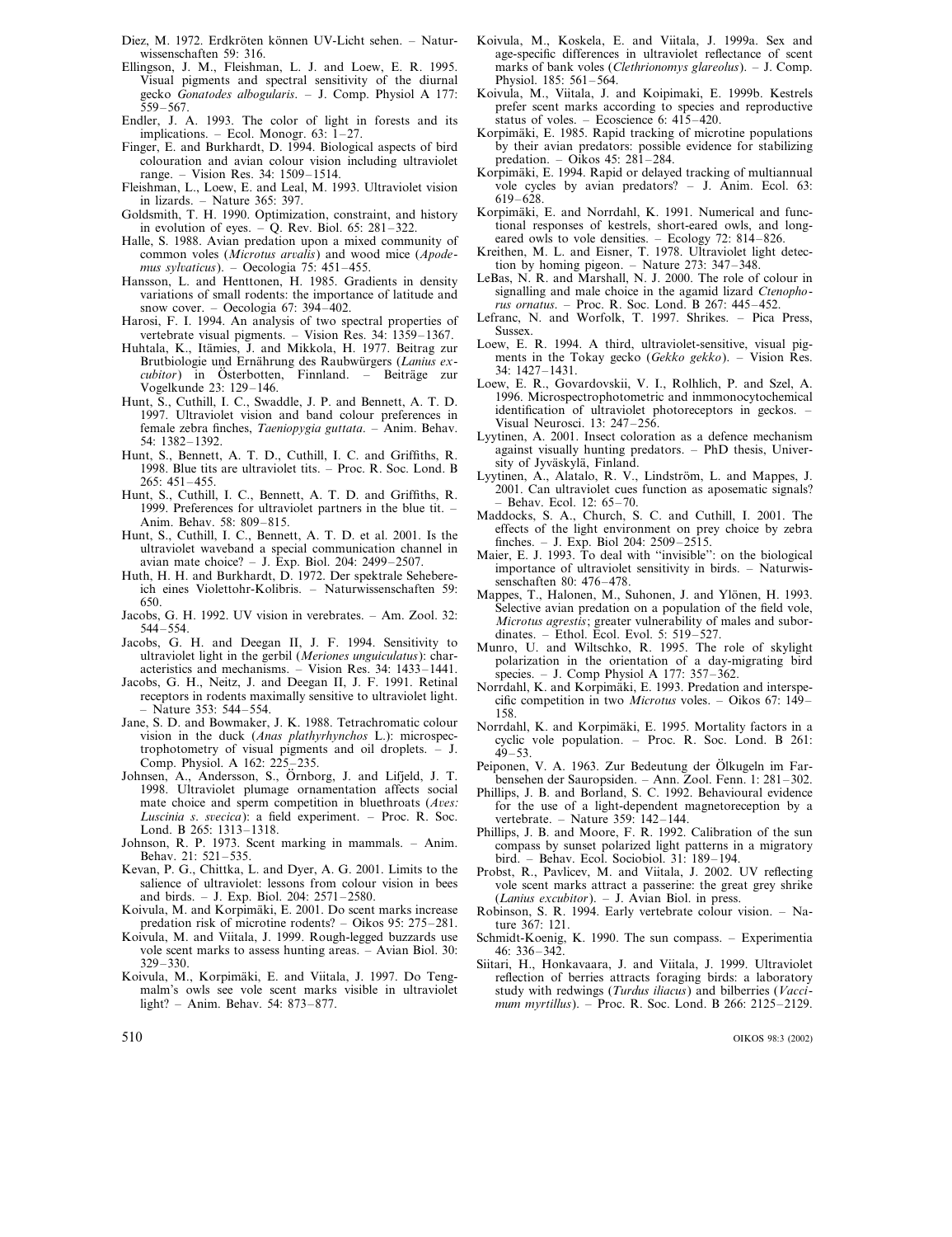Diez, M. 1972. Erdkröten können UV-Licht sehen. – Naturwissenschaften 59: 316.

Ellingson, J. M., Fleishman, L. J. and Loew, E. R. 1995. Visual pigments and spectral sensitivity of the diurnal gecko *Gonatodes albogularis*. – J. Comp. Physiol A 177: 559–567.

Endler, J. A. 1993. The color of light in forests and its implications. – Ecol. Monogr. 63: 1–27.

Finger, E. and Burkhardt, D. 1994. Biological aspects of bird colouration and avian colour vision including ultraviolet range. – Vision Res. 34: 1509–1514.

Fleishman, L., Loew, E. and Leal, M. 1993. Ultraviolet vision in lizards. – Nature 365: 397.

Goldsmith, T. H. 1990. Optimization, constraint, and history in evolution of eyes. – Q. Rev. Biol. 65: 281–322.

Halle, S. 1988. Avian predation upon a mixed community of common voles (*Microtus arvalis*) and wood mice (*Apodemus sylvaticus*). – Oecologia 75: 451–455.

Hansson, L. and Henttonen, H. 1985. Gradients in density variations of small rodents: the importance of latitude and snow cover. – Oecologia 67: 394–402.

Harosi, F. I. 1994. An analysis of two spectral properties of vertebrate visual pigments. – Vision Res. 34: 1359–1367.

Huhtala, K., Itämies, J. and Mikkola, H. 1977. Beitrag zur Brutbiologie und Ernährung des Raubwürgers (*Lanius excubitor*) in Österbotten, Finnland. – Beiträge zur Vogelkunde 23: 129–146.

Hunt, S., Cuthill, I. C., Swaddle, J. P. and Bennett, A. T. D. 1997. Ultraviolet vision and band colour preferences in female zebra finches, *Taeniopygia guttata*. – Anim. Behav. 54: 1382–1392.

Hunt, S., Bennett, A. T. D., Cuthill, I. C. and Griffiths, R. 1998. Blue tits are ultraviolet tits. – Proc. R. Soc. Lond. B 265: 451–455.

Hunt, S., Cuthill, I. C., Bennett, A. T. D. and Griffiths, R. 1999. Preferences for ultraviolet partners in the blue tit. – Anim. Behav. 58: 809–815.

Hunt, S., Cuthill, I. C., Bennett, A. T. D. et al. 2001. Is the ultraviolet waveband a special communication channel in avian mate choice? – J. Exp. Biol. 204: 2499–2507.

Huth, H. H. and Burkhardt, D. 1972. Der spektrale Sehebereich eines Violettohr-Kolibris. – Naturwissenschaften 59: 650.

Jacobs, G. H. 1992. UV vision in verebrates. – Am. Zool. 32: 544–554.

Jacobs, G. H. and Deegan II, J. F. 1994. Sensitivity to ultraviolet light in the gerbil (*Meriones unguiculatus*): characteristics and mechanisms. – Vision Res. 34: 1433–1441.

Jacobs, G. H., Neitz, J. and Deegan II, J. F. 1991. Retinal receptors in rodents maximally sensitive to ultraviolet light. – Nature 353: 544–554.

Jane, S. D. and Bowmaker, J. K. 1988. Tetrachromatic colour vision in the duck (*Anas plathyrhynchos* L.): microspectrophotometry of visual pigments and oil droplets. – J. Comp. Physiol. A 162: 225–235.

Johnsen, A., Andersson, S., Örnborg, J. and Lifjeld, J. T. 1998. Ultraviolet plumage ornamentation affects social mate choice and sperm competition in bluethroats (*Aves: Luscinia s. svecica*): a field experiment. – Proc. R. Soc. Lond. B 265: 1313–1318.

Johnson, R. P. 1973. Scent marking in mammals. – Anim. Behav. 21: 521–535.

Kevan, P. G., Chittka, L. and Dyer, A. G. 2001. Limits to the salience of ultraviolet: lessons from colour vision in bees and birds. – J. Exp. Biol. 204: 2571–2580.

Koivula, M. and Korpimäki, E. 2001. Do scent marks increase predation risk of microtine rodents? – Oikos 95: 275–281.

Koivula, M. and Viitala, J. 1999. Rough-legged buzzards use vole scent marks to assess hunting areas. – Avian Biol. 30: 329–330.

Koivula, M., Korpimäki, E. and Viitala, J. 1997. Do Tengmalm's owls see vole scent marks visible in ultraviolet light? – Anim. Behav. 54: 873–877.

Koivula, M., Koskela, E. and Viitala, J. 1999a. Sex and age-specific differences in ultraviolet reflectance of scent marks of bank voles (*Clethrionomys glareolus*). – J. Comp. Physiol. 185: 561–564.

Koivula, M., Viitala, J. and Koipimaki, E. 1999b. Kestrels prefer scent marks according to species and reproductive status of voles. – Ecoscience 6: 415–420.

Korpimäki, E. 1985. Rapid tracking of microtine populations by their avian predators: possible evidence for stabilizing predation. – Oikos 45: 281–284.

Korpimäki, E. 1994. Rapid or delayed tracking of multiannual vole cycles by avian predators? – J. Anim. Ecol. 63: 619–628.

Korpimäki, E. and Norrdahl, K. 1991. Numerical and functional responses of kestrels, short-eared owls, and long-eared owls to vole densities. – Ecology 72: 814–826.

Kreithen, M. L. and Eisner, T. 1978. Ultraviolet light detection by homing pigeon. – Nature 273: 347–348.

LeBas, N. R. and Marshall, N. J. 2000. The role of colour in signalling and male choice in the agamid lizard *Ctenophorus ornatus*. – Proc. R. Soc. Lond. B 267: 445–452.

Lefranc, N. and Worfolk, T. 1997. Shrikes. – Pica Press, Sussex.

Loew, E. R. 1994. A third, ultraviolet-sensitive, visual pigments in the Tokay gecko (*Gekko gekko*). – Vision Res. 34: 1427–1431.

Loew, E. R., Govardovskii, V. I., Rolhlich, P. and Szel, A. 1996. Microspectrophotometric and inmmonocytochemical identification of ultraviolet photoreceptors in geckos. – Visual Neurosci. 13: 247–256.

Lyytinen, A. 2001. Insect coloration as a defence mechanism against visually hunting predators. – PhD thesis, University of Jyväskylä, Finland.

Lyytinen, A., Alatalo, R. V., Lindström, L. and Mappes, J. 2001. Can ultraviolet cues function as aposematic signals? – Behav. Ecol. 12: 65–70.

Maddocks, S. A., Church, S. C. and Cuthill, I. 2001. The effects of the light environment on prey choice by zebra finches. – J. Exp. Biol 204: 2509–2515.

Maier, E. J. 1993. To deal with "invisible": on the biological importance of ultraviolet sensitivity in birds. – Naturwissenschaften 80: 476–478.

Mappes, T., Halonen, M., Suhonen, J. and Ylönen, H. 1993. Selective avian predation on a population of the field vole, *Microtus agrestis*; greater vulnerability of males and subordinates. – Ethol. Ecol. Evol. 5: 519–527.

Munro, U. and Wiltschko, R. 1995. The role of skylight polarization in the orientation of a day-migrating bird species. – J. Comp Physiol A 177: 357–362.

Norrdahl, K. and Korpimäki, E. 1993. Predation and interspecific competition in two *Microtus* voles. – Oikos 67: 149–158.

Norrdahl, K. and Korpimäki, E. 1995. Mortality factors in a cyclic vole population. – Proc. R. Soc. Lond. B 261: 49–53.

Peiponen, V. A. 1963. Zur Bedeutung der Ölkugeln im Farbensehen der Sauropsiden. – Ann. Zool. Fenn. 1: 281–302.

Phillips, J. B. and Borland, S. C. 1992. Behavioural evidence for the use of a light-dependent magnetoreception by a vertebrate. – Nature 359: 142–144.

Phillips, J. B. and Moore, F. R. 1992. Calibration of the sun compass by sunset polarized light patterns in a migratory bird. – Behav. Ecol. Sociobiol. 31: 189–194.

Probst, R., Pavlicev, M. and Viitala, J. 2002. UV reflecting vole scent marks attract a passerine: the great grey shrike (*Lanius excubitor*). – J. Avian Biol. in press.

Robinson, S. R. 1994. Early vertebrate colour vision. – Nature 367: 121.

Schmidt-Koenig, K. 1990. The sun compass. – Experimentia 46: 336–342.

Siitari, H., Honkavaara, J. and Viitala, J. 1999. Ultraviolet reflection of berries attracts foraging birds: a laboratory study with redwings (*Turdus iliacus*) and bilberries (*Vaccimum myrtillus*). – Proc. R. Soc. Lond. B 266: 2125–2129.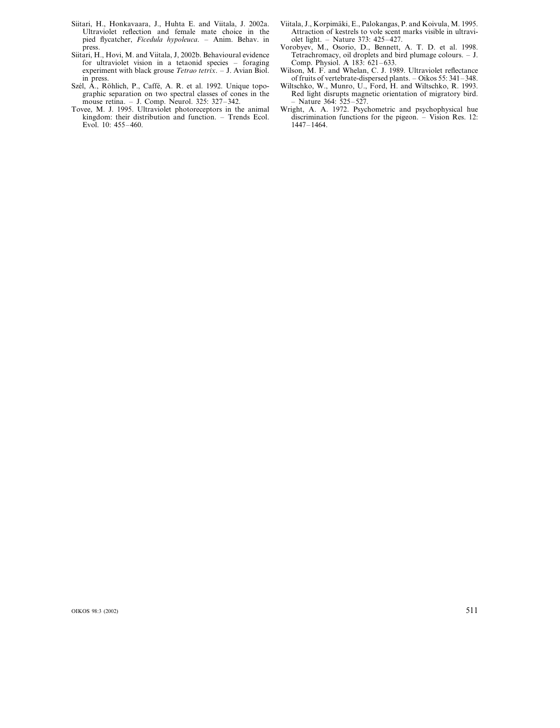Siitari, H., Honkavaara, J., Huhta E. and Viitala, J. 2002a. Ultraviolet reflection and female mate choice in the pied flycatcher, *Ficedula hypoleuca*. – Anim. Behav. in press.

Siitari, H., Hovi, M. and Viitala, J, 2002b. Behavioural evidence for ultraviolet vision in a tetaonid species – foraging experiment with black grouse *Tetrao tetrix*. – J. Avian Biol. in press.

Szél, Á., Röhlich, P., Caffé, A. R. et al. 1992. Unique topographic separation on two spectral classes of cones in the mouse retina. – J. Comp. Neurol. 325: 327–342.

Tovee, M. J. 1995. Ultraviolet photoreceptors in the animal kingdom: their distribution and function. – Trends Ecol. Evol. 10: 455–460.

Viitala, J., Korpimäki, E., Palokangas, P. and Koivula, M. 1995. Attraction of kestrels to vole scent marks visible in ultraviolet light. – Nature 373: 425–427.

Vorobyev, M., Osorio, D., Bennett, A. T. D. et al. 1998. Tetrachromacy, oil droplets and bird plumage colours. – J. Comp. Physiol. A 183: 621–633.

Wilson, M. F. and Whelan, C. J. 1989. Ultraviolet reflectance of fruits of vertebrate-dispersed plants. – Oikos 55: 341–348.

Wiltschko, W., Munro, U., Ford, H. and Wiltschko, R. 1993. Red light disrupts magnetic orientation of migratory bird. – Nature 364: 525–527.

Wright, A. A. 1972. Psychometric and psychophysical hue discrimination functions for the pigeon. – Vision Res. 12: 1447–1464.